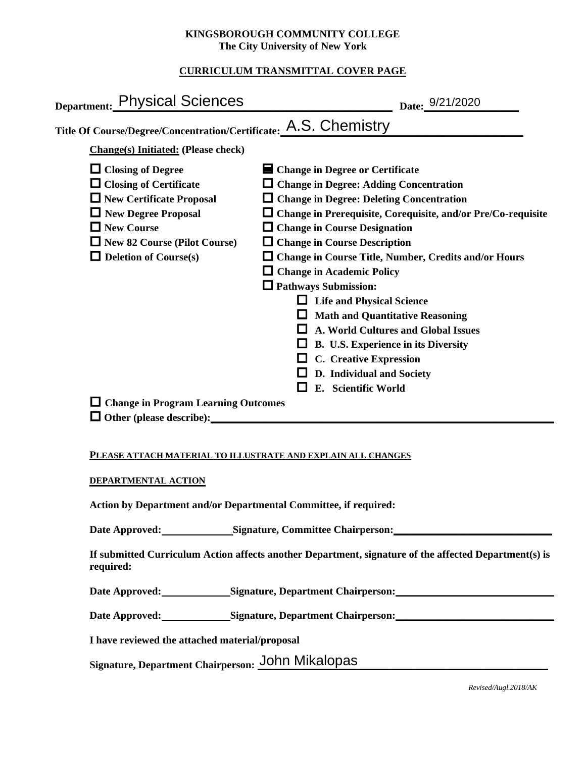**KINGSBOROUGH COMMUNITY COLLEGE**
**The City University of New York**

**CURRICULUM TRANSMITTAL COVER PAGE**

**Department:** Physical Sciences **Date:** 9/21/2020

**Title Of Course/Degree/Concentration/Certificate:** A.S. Chemistry

**Change(s) Initiated:** **(Please check)**

- ☐ **Closing of Degree**
- ☐ **Closing of Certificate**
- ☐ **New Certificate Proposal**
- ☐ **New Degree Proposal**
- ☐ **New Course**
- ☐ **New 82 Course (Pilot Course)**
- ☐ **Deletion of Course(s)**
- ☒ **Change in Degree or Certificate**
- ☐ **Change in Degree: Adding Concentration**
- ☐ **Change in Degree: Deleting Concentration**
- ☐ **Change in Prerequisite, Corequisite, and/or Pre/Co-requisite**
- ☐ **Change in Course Designation**
- ☐ **Change in Course Description**
- ☐ **Change in Course Title, Number, Credits and/or Hours**
- ☐ **Change in Academic Policy**
- ☐ **Pathways Submission:**
  - ☐ **Life and Physical Science**
  - ☐ **Math and Quantitative Reasoning**
  - ☐ **A. World Cultures and Global Issues**
  - ☐ **B. U.S. Experience in its Diversity**
  - ☐ **C. Creative Expression**
  - ☐ **D. Individual and Society**
  - ☐ **E. Scientific World**
- ☐ **Change in Program Learning Outcomes**
- ☐ **Other (please describe):** ______________________

**PLEASE ATTACH MATERIAL TO ILLUSTRATE AND EXPLAIN ALL CHANGES**

**DEPARTMENTAL ACTION**

**Action by Department and/or Departmental Committee, if required:**

**Date Approved:** __________ **Signature, Committee Chairperson:** ______________________

**If submitted Curriculum Action affects another Department, signature of the affected Department(s) is required:**

**Date Approved:** __________ **Signature, Department Chairperson:** ______________________

**Date Approved:** __________ **Signature, Department Chairperson:** ______________________

**I have reviewed the attached material/proposal**

**Signature, Department Chairperson:** John Mikalopas

*Revised/Augl.2018/AK*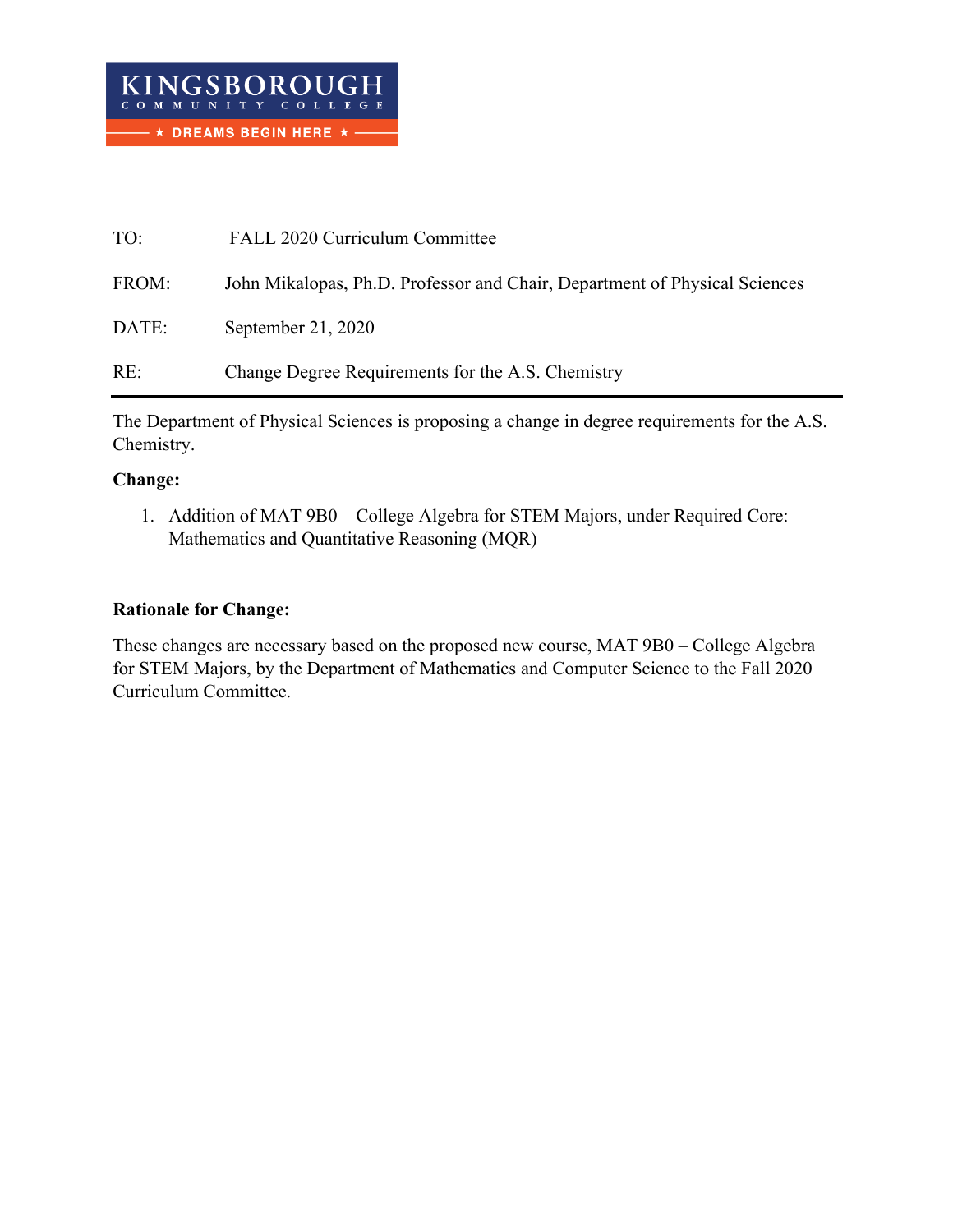KINGSBOROUGH COMMUNITY COLLEGE

★ DREAMS BEGIN HERE ★

TO: FALL 2020 Curriculum Committee

FROM: John Mikalopas, Ph.D. Professor and Chair, Department of Physical Sciences

DATE: September 21, 2020

RE: Change Degree Requirements for the A.S. Chemistry

---

The Department of Physical Sciences is proposing a change in degree requirements for the A.S. Chemistry.

**Change:**

1. Addition of MAT 9B0 – College Algebra for STEM Majors, under Required Core: Mathematics and Quantitative Reasoning (MQR)

**Rationale for Change:**

These changes are necessary based on the proposed new course, MAT 9B0 – College Algebra for STEM Majors, by the Department of Mathematics and Computer Science to the Fall 2020 Curriculum Committee.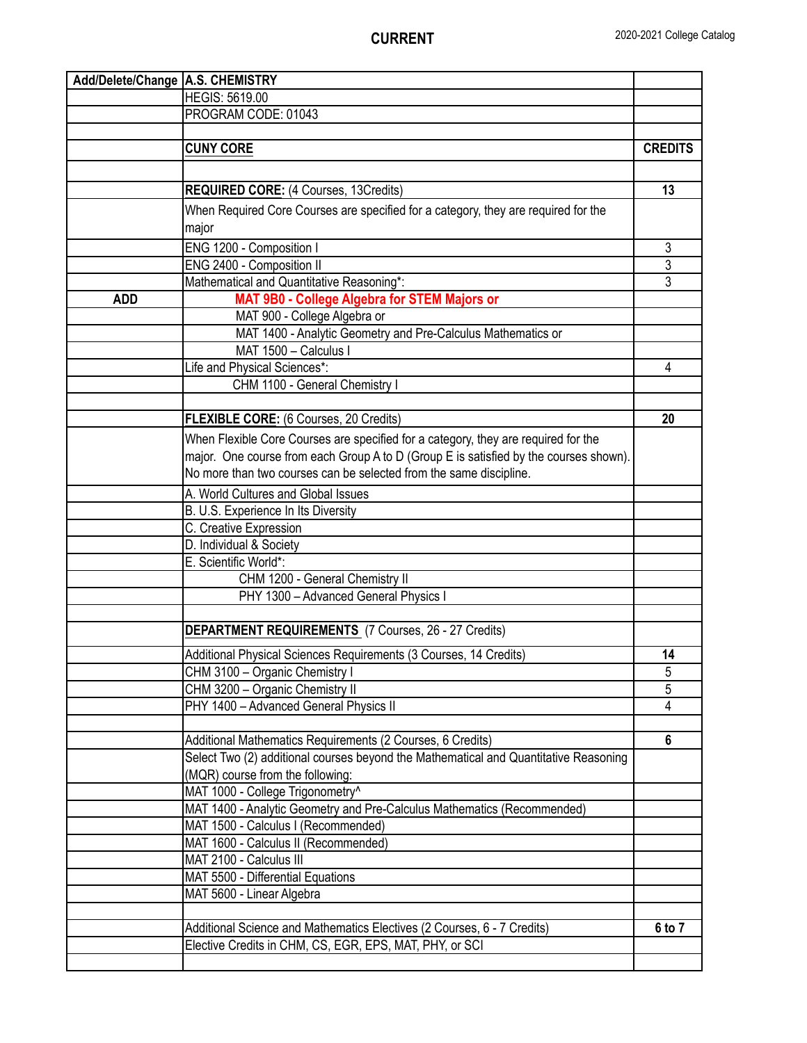**CURRENT**

2020-2021 College Catalog

| Add/Delete/Change | A.S. CHEMISTRY | |
|---|---|---|
| | HEGIS: 5619.00 | |
| | PROGRAM CODE: 01043 | |
| | | |
| | **CUNY CORE** | **CREDITS** |
| | | |
| | **REQUIRED CORE:** (4 Courses, 13Credits) | **13** |
| | When Required Core Courses are specified for a category, they are required for the major | |
| | ENG 1200 - Composition I | 3 |
| | ENG 2400 - Composition II | 3 |
| | Mathematical and Quantitative Reasoning*: | 3 |
| **ADD** | **MAT 9B0 - College Algebra for STEM Majors or** | |
| | MAT 900 - College Algebra or | |
| | MAT 1400 - Analytic Geometry and Pre-Calculus Mathematics or | |
| | MAT 1500 – Calculus I | |
| | Life and Physical Sciences*: | 4 |
| | CHM 1100 - General Chemistry I | |
| | | |
| | **FLEXIBLE CORE:** (6 Courses, 20 Credits) | **20** |
| | When Flexible Core Courses are specified for a category, they are required for the major. One course from each Group A to D (Group E is satisfied by the courses shown). No more than two courses can be selected from the same discipline. | |
| | A. World Cultures and Global Issues | |
| | B. U.S. Experience In Its Diversity | |
| | C. Creative Expression | |
| | D. Individual & Society | |
| | E. Scientific World*: | |
| | CHM 1200 - General Chemistry II | |
| | PHY 1300 – Advanced General Physics I | |
| | | |
| | **DEPARTMENT REQUIREMENTS** (7 Courses, 26 - 27 Credits) | |
| | Additional Physical Sciences Requirements (3 Courses, 14 Credits) | **14** |
| | CHM 3100 – Organic Chemistry I | 5 |
| | CHM 3200 – Organic Chemistry II | 5 |
| | PHY 1400 – Advanced General Physics II | 4 |
| | | |
| | Additional Mathematics Requirements (2 Courses, 6 Credits) | **6** |
| | Select Two (2) additional courses beyond the Mathematical and Quantitative Reasoning (MQR) course from the following: | |
| | MAT 1000 - College Trigonometry^ | |
| | MAT 1400 - Analytic Geometry and Pre-Calculus Mathematics (Recommended) | |
| | MAT 1500 - Calculus I (Recommended) | |
| | MAT 1600 - Calculus II (Recommended) | |
| | MAT 2100 - Calculus III | |
| | MAT 5500 - Differential Equations | |
| | MAT 5600 - Linear Algebra | |
| | | |
| | Additional Science and Mathematics Electives (2 Courses, 6 - 7 Credits) | **6 to 7** |
| | Elective Credits in CHM, CS, EGR, EPS, MAT, PHY, or SCI | |
| | | |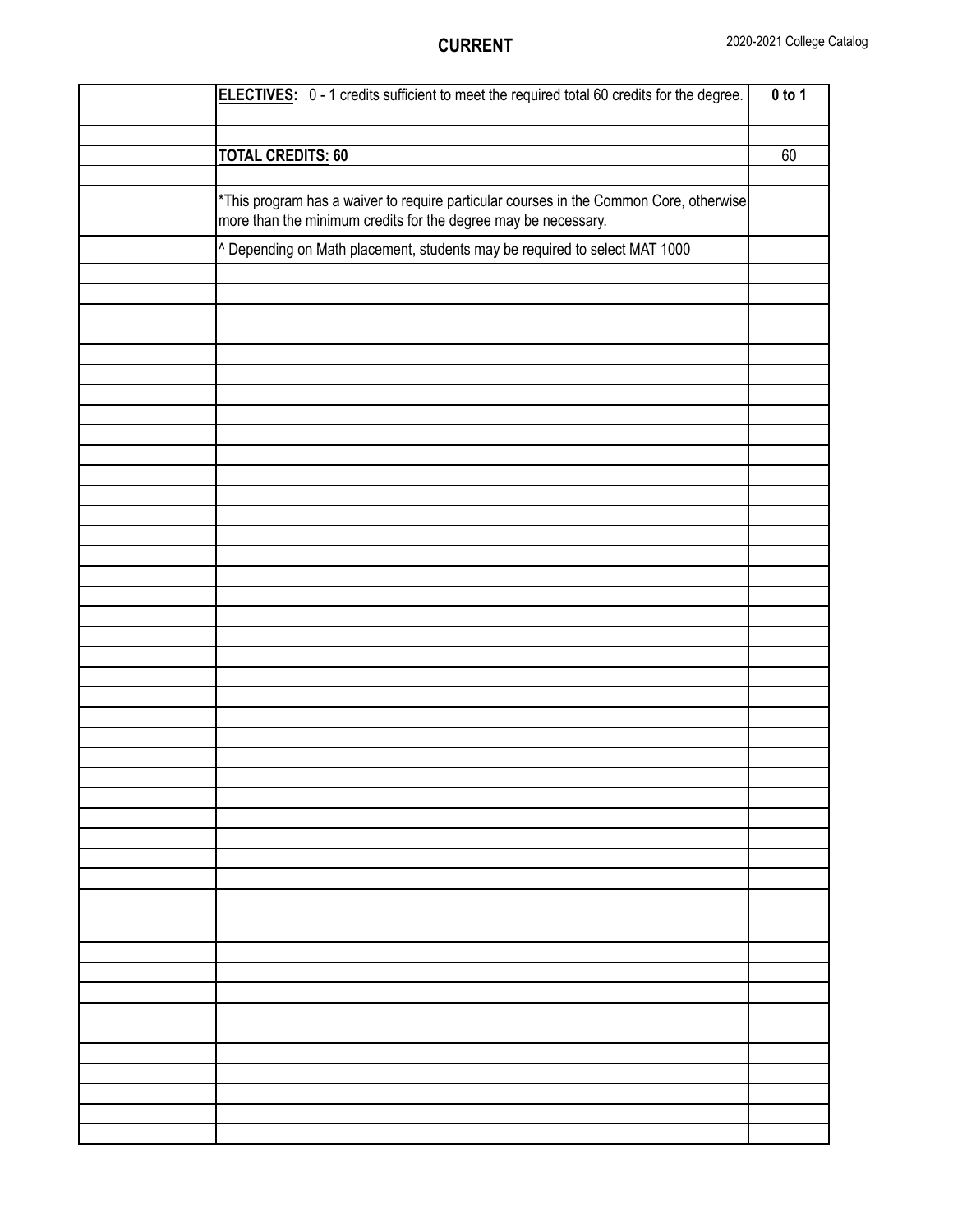**CURRENT**

| | | |
|---|---|---|
| | **ELECTIVES:** 0 - 1 credits sufficient to meet the required total 60 credits for the degree. | **0 to 1** |
| | | |
| | **TOTAL CREDITS: 60** | 60 |
| | | |
| | *This program has a waiver to require particular courses in the Common Core, otherwise more than the minimum credits for the degree may be necessary. | |
| | ^ Depending on Math placement, students may be required to select MAT 1000 | |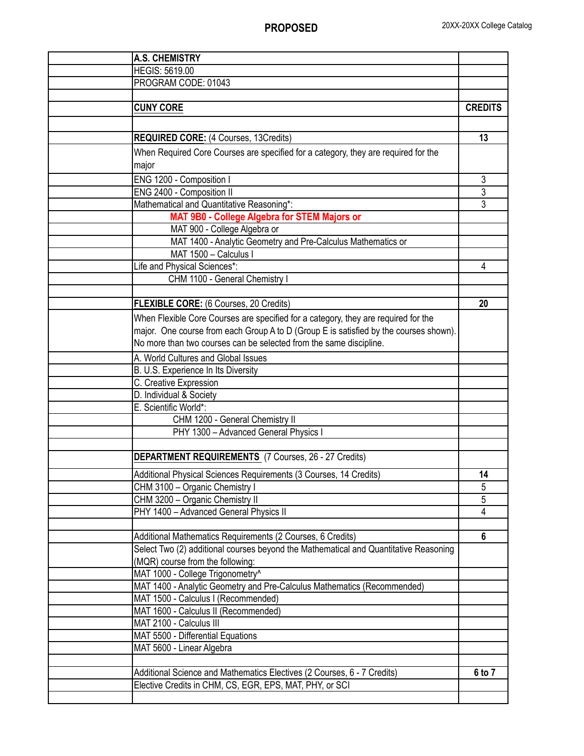**PROPOSED**

| | A.S. CHEMISTRY | |
|---|---|---|
| | HEGIS: 5619.00 | |
| | PROGRAM CODE: 01043 | |
| | | |
| | **CUNY CORE** | **CREDITS** |
| | | |
| | **REQUIRED CORE:** (4 Courses, 13Credits) | **13** |
| | When Required Core Courses are specified for a category, they are required for the major | |
| | ENG 1200 - Composition I | 3 |
| | ENG 2400 - Composition II | 3 |
| | Mathematical and Quantitative Reasoning*: | 3 |
| | **MAT 9B0 - College Algebra for STEM Majors or** | |
| | MAT 900 - College Algebra or | |
| | MAT 1400 - Analytic Geometry and Pre-Calculus Mathematics or | |
| | MAT 1500 – Calculus I | |
| | Life and Physical Sciences*: | 4 |
| | CHM 1100 - General Chemistry I | |
| | | |
| | **FLEXIBLE CORE:** (6 Courses, 20 Credits) | **20** |
| | When Flexible Core Courses are specified for a category, they are required for the major. One course from each Group A to D (Group E is satisfied by the courses shown). No more than two courses can be selected from the same discipline. | |
| | A. World Cultures and Global Issues | |
| | B. U.S. Experience In Its Diversity | |
| | C. Creative Expression | |
| | D. Individual & Society | |
| | E. Scientific World*: | |
| | CHM 1200 - General Chemistry II | |
| | PHY 1300 – Advanced General Physics I | |
| | | |
| | **DEPARTMENT REQUIREMENTS** (7 Courses, 26 - 27 Credits) | |
| | Additional Physical Sciences Requirements (3 Courses, 14 Credits) | **14** |
| | CHM 3100 – Organic Chemistry I | 5 |
| | CHM 3200 – Organic Chemistry II | 5 |
| | PHY 1400 – Advanced General Physics II | 4 |
| | | |
| | Additional Mathematics Requirements (2 Courses, 6 Credits) | **6** |
| | Select Two (2) additional courses beyond the Mathematical and Quantitative Reasoning (MQR) course from the following: | |
| | MAT 1000 - College Trigonometry^ | |
| | MAT 1400 - Analytic Geometry and Pre-Calculus Mathematics (Recommended) | |
| | MAT 1500 - Calculus I (Recommended) | |
| | MAT 1600 - Calculus II (Recommended) | |
| | MAT 2100 - Calculus III | |
| | MAT 5500 - Differential Equations | |
| | MAT 5600 - Linear Algebra | |
| | | |
| | Additional Science and Mathematics Electives (2 Courses, 6 - 7 Credits) | **6 to 7** |
| | Elective Credits in CHM, CS, EGR, EPS, MAT, PHY, or SCI | |
| | | |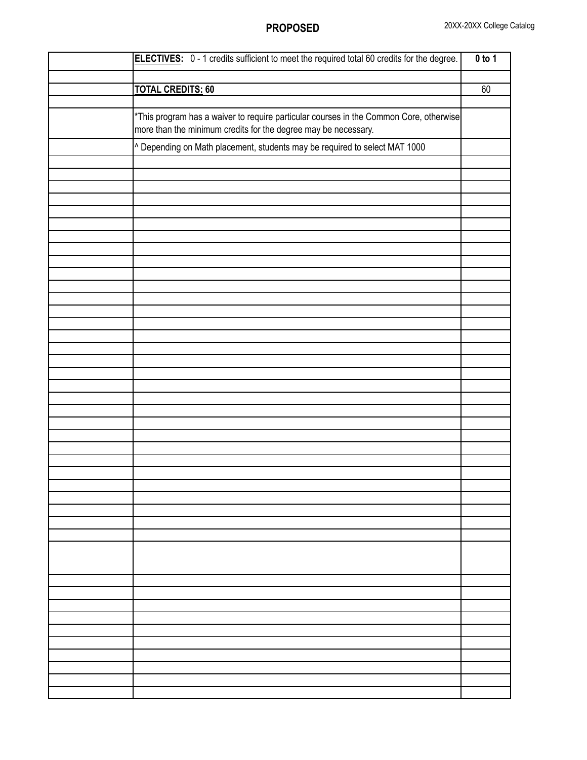| | | |
|---|---|---|
| | **ELECTIVES:** 0 - 1 credits sufficient to meet the required total 60 credits for the degree. | **0 to 1** |
| | | |
| | **TOTAL CREDITS: 60** | 60 |
| | | |
| | *This program has a waiver to require particular courses in the Common Core, otherwise more than the minimum credits for the degree may be necessary. | |
| | ^ Depending on Math placement, students may be required to select MAT 1000 | |